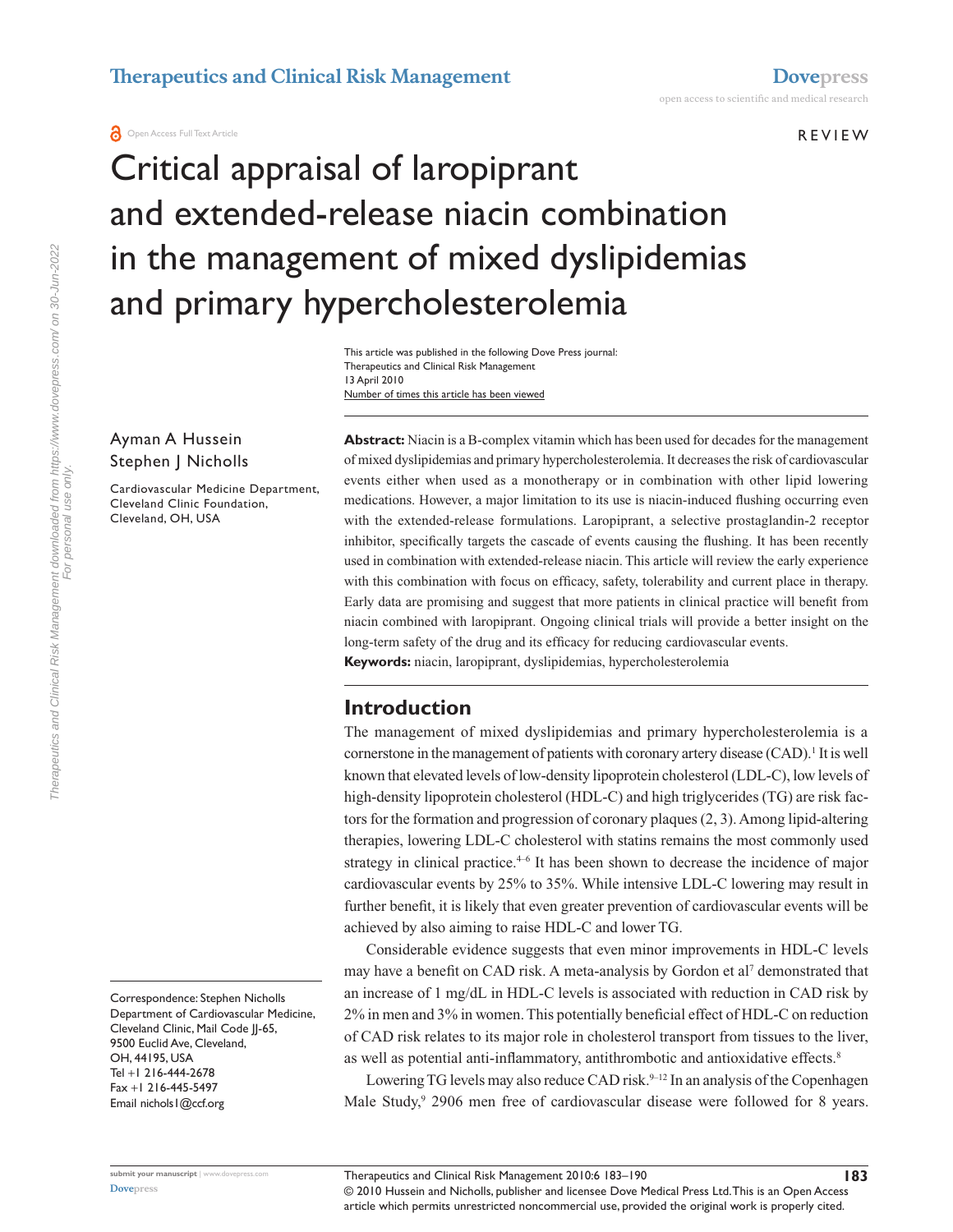REVIEW

# Critical appraisal of laropiprant and extended-release niacin combination in the management of mixed dyslipidemias and primary hypercholesterolemia

This article was published in the following Dove Press journal:
Therapeutics and Clinical Risk Management
13 April 2010
Number of times this article has been viewed

Ayman A Hussein
Stephen J Nicholls

Cardiovascular Medicine Department, Cleveland Clinic Foundation, Cleveland, OH, USA

Correspondence: Stephen Nicholls
Department of Cardiovascular Medicine, Cleveland Clinic, Mail Code JJ-65, 9500 Euclid Ave, Cleveland, OH, 44195, USA
Tel +1 216-444-2678
Fax +1 216-445-5497
Email nichols1@ccf.org

**Abstract:** Niacin is a B-complex vitamin which has been used for decades for the management of mixed dyslipidemias and primary hypercholesterolemia. It decreases the risk of cardiovascular events either when used as a monotherapy or in combination with other lipid lowering medications. However, a major limitation to its use is niacin-induced flushing occurring even with the extended-release formulations. Laropiprant, a selective prostaglandin-2 receptor inhibitor, specifically targets the cascade of events causing the flushing. It has been recently used in combination with extended-release niacin. This article will review the early experience with this combination with focus on efficacy, safety, tolerability and current place in therapy. Early data are promising and suggest that more patients in clinical practice will benefit from niacin combined with laropiprant. Ongoing clinical trials will provide a better insight on the long-term safety of the drug and its efficacy for reducing cardiovascular events.

**Keywords:** niacin, laropiprant, dyslipidemias, hypercholesterolemia

## Introduction

The management of mixed dyslipidemias and primary hypercholesterolemia is a cornerstone in the management of patients with coronary artery disease (CAD).[1] It is well known that elevated levels of low-density lipoprotein cholesterol (LDL-C), low levels of high-density lipoprotein cholesterol (HDL-C) and high triglycerides (TG) are risk factors for the formation and progression of coronary plaques (2, 3). Among lipid-altering therapies, lowering LDL-C cholesterol with statins remains the most commonly used strategy in clinical practice.[4–6] It has been shown to decrease the incidence of major cardiovascular events by 25% to 35%. While intensive LDL-C lowering may result in further benefit, it is likely that even greater prevention of cardiovascular events will be achieved by also aiming to raise HDL-C and lower TG.

Considerable evidence suggests that even minor improvements in HDL-C levels may have a benefit on CAD risk. A meta-analysis by Gordon et al[7] demonstrated that an increase of 1 mg/dL in HDL-C levels is associated with reduction in CAD risk by 2% in men and 3% in women. This potentially beneficial effect of HDL-C on reduction of CAD risk relates to its major role in cholesterol transport from tissues to the liver, as well as potential anti-inflammatory, antithrombotic and antioxidative effects.[8]

Lowering TG levels may also reduce CAD risk.[9–12] In an analysis of the Copenhagen Male Study,[9] 2906 men free of cardiovascular disease were followed for 8 years.

© 2010 Hussein and Nicholls, publisher and licensee Dove Medical Press Ltd. This is an Open Access article which permits unrestricted noncommercial use, provided the original work is properly cited.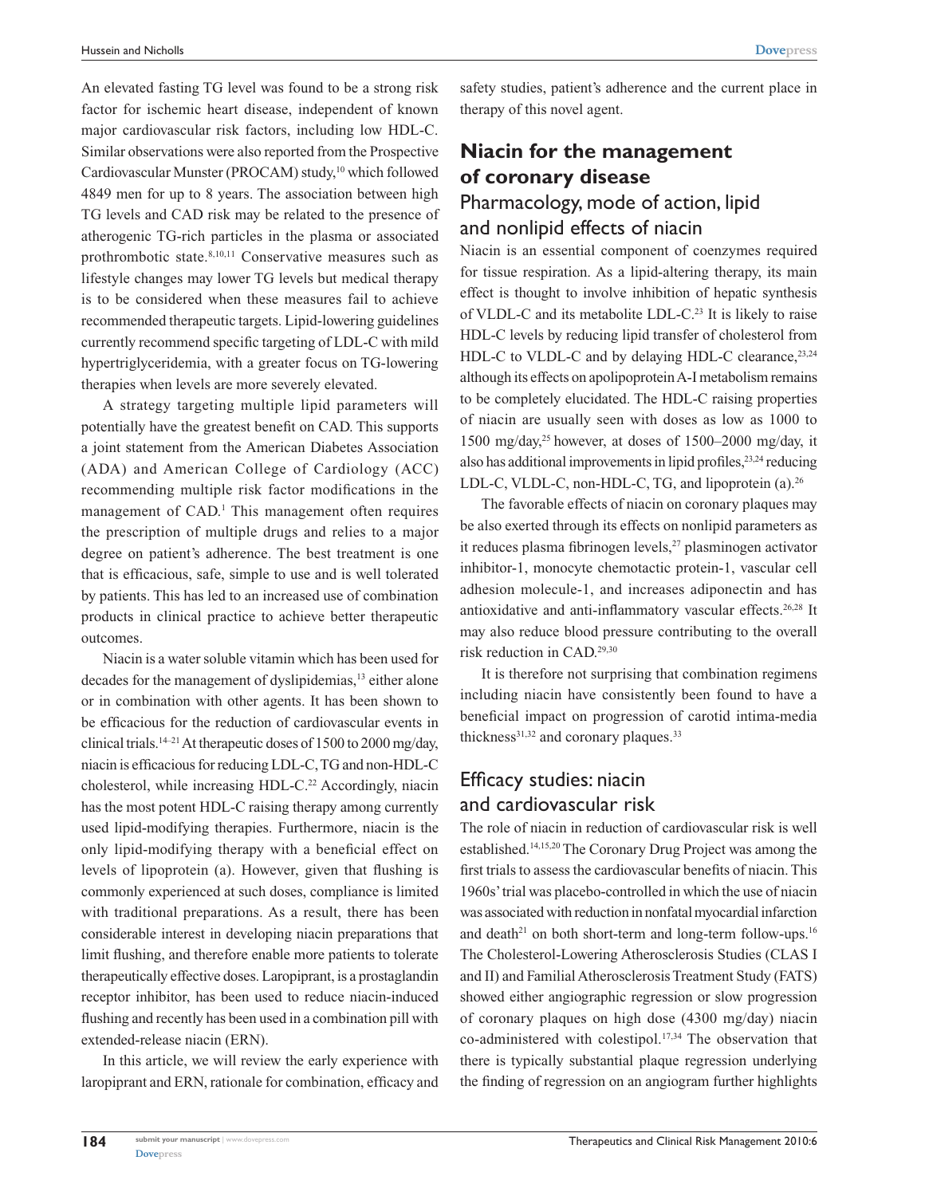An elevated fasting TG level was found to be a strong risk factor for ischemic heart disease, independent of known major cardiovascular risk factors, including low HDL-C. Similar observations were also reported from the Prospective Cardiovascular Munster (PROCAM) study,[10] which followed 4849 men for up to 8 years. The association between high TG levels and CAD risk may be related to the presence of atherogenic TG-rich particles in the plasma or associated prothrombotic state.[8,10,11] Conservative measures such as lifestyle changes may lower TG levels but medical therapy is to be considered when these measures fail to achieve recommended therapeutic targets. Lipid-lowering guidelines currently recommend specific targeting of LDL-C with mild hypertriglyceridemia, with a greater focus on TG-lowering therapies when levels are more severely elevated.

A strategy targeting multiple lipid parameters will potentially have the greatest benefit on CAD. This supports a joint statement from the American Diabetes Association (ADA) and American College of Cardiology (ACC) recommending multiple risk factor modifications in the management of CAD.[1] This management often requires the prescription of multiple drugs and relies to a major degree on patient's adherence. The best treatment is one that is efficacious, safe, simple to use and is well tolerated by patients. This has led to an increased use of combination products in clinical practice to achieve better therapeutic outcomes.

Niacin is a water soluble vitamin which has been used for decades for the management of dyslipidemias,[13] either alone or in combination with other agents. It has been shown to be efficacious for the reduction of cardiovascular events in clinical trials.[14–21] At therapeutic doses of 1500 to 2000 mg/day, niacin is efficacious for reducing LDL-C, TG and non-HDL-C cholesterol, while increasing HDL-C.[22] Accordingly, niacin has the most potent HDL-C raising therapy among currently used lipid-modifying therapies. Furthermore, niacin is the only lipid-modifying therapy with a beneficial effect on levels of lipoprotein (a). However, given that flushing is commonly experienced at such doses, compliance is limited with traditional preparations. As a result, there has been considerable interest in developing niacin preparations that limit flushing, and therefore enable more patients to tolerate therapeutically effective doses. Laropiprant, is a prostaglandin receptor inhibitor, has been used to reduce niacin-induced flushing and recently has been used in a combination pill with extended-release niacin (ERN).

In this article, we will review the early experience with laropiprant and ERN, rationale for combination, efficacy and safety studies, patient's adherence and the current place in therapy of this novel agent.

## Niacin for the management of coronary disease

### Pharmacology, mode of action, lipid and nonlipid effects of niacin

Niacin is an essential component of coenzymes required for tissue respiration. As a lipid-altering therapy, its main effect is thought to involve inhibition of hepatic synthesis of VLDL-C and its metabolite LDL-C.[23] It is likely to raise HDL-C levels by reducing lipid transfer of cholesterol from HDL-C to VLDL-C and by delaying HDL-C clearance,[23,24] although its effects on apolipoprotein A-I metabolism remains to be completely elucidated. The HDL-C raising properties of niacin are usually seen with doses as low as 1000 to 1500 mg/day,[25] however, at doses of 1500–2000 mg/day, it also has additional improvements in lipid profiles,[23,24] reducing LDL-C, VLDL-C, non-HDL-C, TG, and lipoprotein (a).[26]

The favorable effects of niacin on coronary plaques may be also exerted through its effects on nonlipid parameters as it reduces plasma fibrinogen levels,[27] plasminogen activator inhibitor-1, monocyte chemotactic protein-1, vascular cell adhesion molecule-1, and increases adiponectin and has antioxidative and anti-inflammatory vascular effects.[26,28] It may also reduce blood pressure contributing to the overall risk reduction in CAD.[29,30]

It is therefore not surprising that combination regimens including niacin have consistently been found to have a beneficial impact on progression of carotid intima-media thickness[31,32] and coronary plaques.[33]

### Efficacy studies: niacin and cardiovascular risk

The role of niacin in reduction of cardiovascular risk is well established.[14,15,20] The Coronary Drug Project was among the first trials to assess the cardiovascular benefits of niacin. This 1960s' trial was placebo-controlled in which the use of niacin was associated with reduction in nonfatal myocardial infarction and death[21] on both short-term and long-term follow-ups.[16] The Cholesterol-Lowering Atherosclerosis Studies (CLAS I and II) and Familial Atherosclerosis Treatment Study (FATS) showed either angiographic regression or slow progression of coronary plaques on high dose (4300 mg/day) niacin co-administered with colestipol.[17,34] The observation that there is typically substantial plaque regression underlying the finding of regression on an angiogram further highlights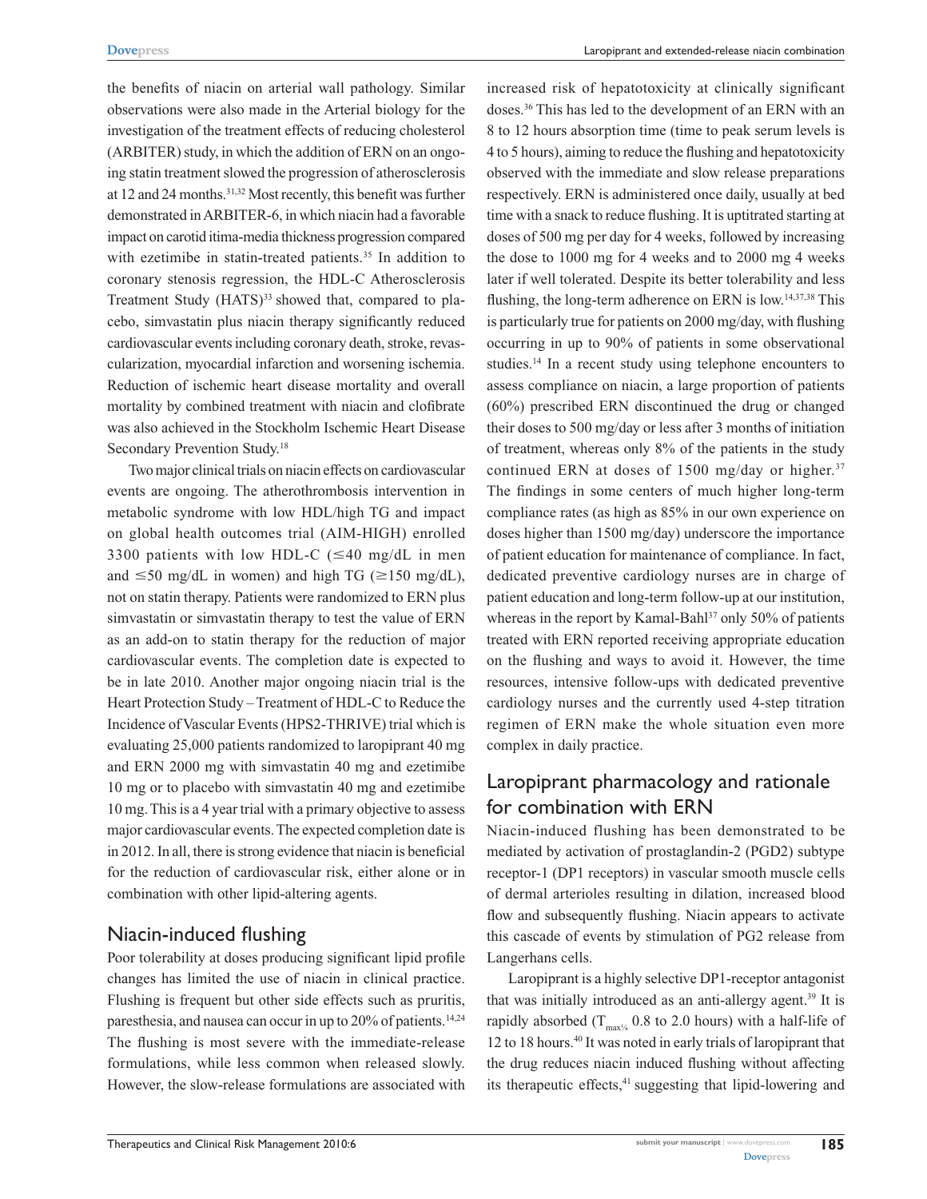the benefits of niacin on arterial wall pathology. Similar observations were also made in the Arterial biology for the investigation of the treatment effects of reducing cholesterol (ARBITER) study, in which the addition of ERN on an ongoing statin treatment slowed the progression of atherosclerosis at 12 and 24 months.[31,32] Most recently, this benefit was further demonstrated in ARBITER-6, in which niacin had a favorable impact on carotid itima-media thickness progression compared with ezetimibe in statin-treated patients.[35] In addition to coronary stenosis regression, the HDL-C Atherosclerosis Treatment Study (HATS)[33] showed that, compared to placebo, simvastatin plus niacin therapy significantly reduced cardiovascular events including coronary death, stroke, revascularization, myocardial infarction and worsening ischemia. Reduction of ischemic heart disease mortality and overall mortality by combined treatment with niacin and clofibrate was also achieved in the Stockholm Ischemic Heart Disease Secondary Prevention Study.[18]

Two major clinical trials on niacin effects on cardiovascular events are ongoing. The atherothrombosis intervention in metabolic syndrome with low HDL/high TG and impact on global health outcomes trial (AIM-HIGH) enrolled 3300 patients with low HDL-C ($\leq$40 mg/dL in men and $\leq$50 mg/dL in women) and high TG ($\geq$150 mg/dL), not on statin therapy. Patients were randomized to ERN plus simvastatin or simvastatin therapy to test the value of ERN as an add-on to statin therapy for the reduction of major cardiovascular events. The completion date is expected to be in late 2010. Another major ongoing niacin trial is the Heart Protection Study – Treatment of HDL-C to Reduce the Incidence of Vascular Events (HPS2-THRIVE) trial which is evaluating 25,000 patients randomized to laropiprant 40 mg and ERN 2000 mg with simvastatin 40 mg and ezetimibe 10 mg or to placebo with simvastatin 40 mg and ezetimibe 10 mg. This is a 4 year trial with a primary objective to assess major cardiovascular events. The expected completion date is in 2012. In all, there is strong evidence that niacin is beneficial for the reduction of cardiovascular risk, either alone or in combination with other lipid-altering agents.

## Niacin-induced flushing

Poor tolerability at doses producing significant lipid profile changes has limited the use of niacin in clinical practice. Flushing is frequent but other side effects such as pruritis, paresthesia, and nausea can occur in up to 20% of patients.[14,24] The flushing is most severe with the immediate-release formulations, while less common when released slowly. However, the slow-release formulations are associated with increased risk of hepatotoxicity at clinically significant doses.[36] This has led to the development of an ERN with an 8 to 12 hours absorption time (time to peak serum levels is 4 to 5 hours), aiming to reduce the flushing and hepatotoxicity observed with the immediate and slow release preparations respectively. ERN is administered once daily, usually at bed time with a snack to reduce flushing. It is uptitrated starting at doses of 500 mg per day for 4 weeks, followed by increasing the dose to 1000 mg for 4 weeks and to 2000 mg 4 weeks later if well tolerated. Despite its better tolerability and less flushing, the long-term adherence on ERN is low.[14,37,38] This is particularly true for patients on 2000 mg/day, with flushing occurring in up to 90% of patients in some observational studies.[14] In a recent study using telephone encounters to assess compliance on niacin, a large proportion of patients (60%) prescribed ERN discontinued the drug or changed their doses to 500 mg/day or less after 3 months of initiation of treatment, whereas only 8% of the patients in the study continued ERN at doses of 1500 mg/day or higher.[37] The findings in some centers of much higher long-term compliance rates (as high as 85% in our own experience on doses higher than 1500 mg/day) underscore the importance of patient education for maintenance of compliance. In fact, dedicated preventive cardiology nurses are in charge of patient education and long-term follow-up at our institution, whereas in the report by Kamal-Bahl[37] only 50% of patients treated with ERN reported receiving appropriate education on the flushing and ways to avoid it. However, the time resources, intensive follow-ups with dedicated preventive cardiology nurses and the currently used 4-step titration regimen of ERN make the whole situation even more complex in daily practice.

## Laropiprant pharmacology and rationale for combination with ERN

Niacin-induced flushing has been demonstrated to be mediated by activation of prostaglandin-2 (PGD2) subtype receptor-1 (DP1 receptors) in vascular smooth muscle cells of dermal arterioles resulting in dilation, increased blood flow and subsequently flushing. Niacin appears to activate this cascade of events by stimulation of PG2 release from Langerhans cells.

Laropiprant is a highly selective DP1-receptor antagonist that was initially introduced as an anti-allergy agent.[39] It is rapidly absorbed ($T_{max¼}$ 0.8 to 2.0 hours) with a half-life of 12 to 18 hours.[40] It was noted in early trials of laropiprant that the drug reduces niacin induced flushing without affecting its therapeutic effects,[41] suggesting that lipid-lowering and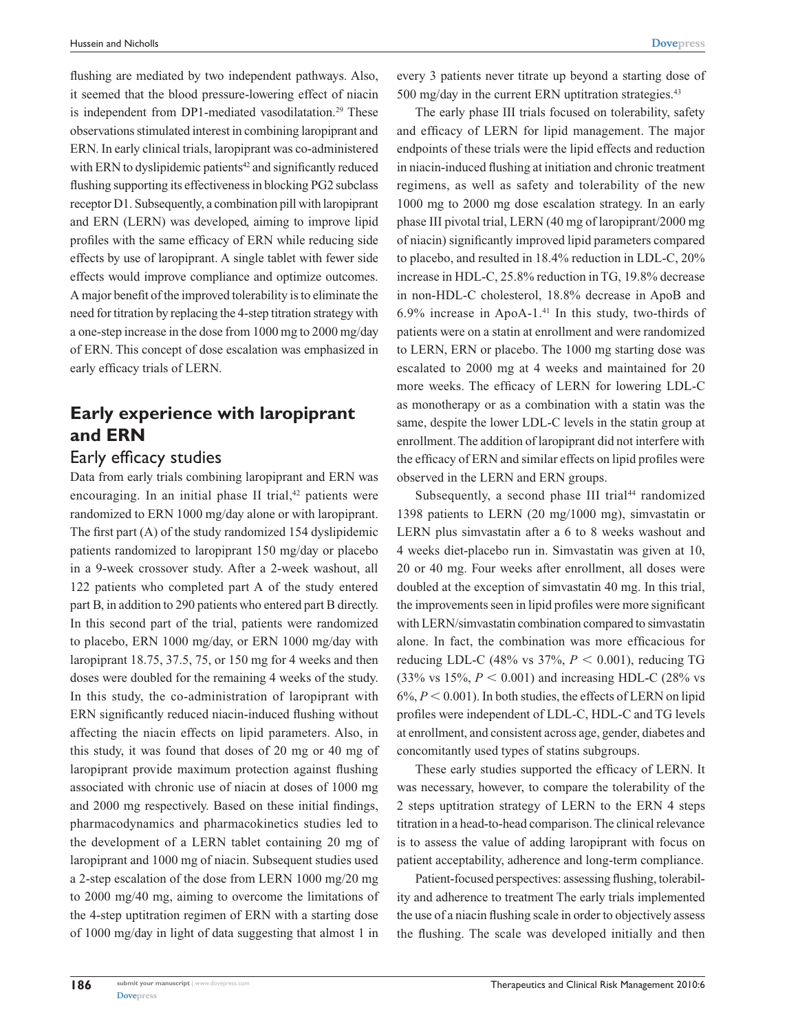flushing are mediated by two independent pathways. Also, it seemed that the blood pressure-lowering effect of niacin is independent from DP1-mediated vasodilatation.[29] These observations stimulated interest in combining laropiprant and ERN. In early clinical trials, laropiprant was co-administered with ERN to dyslipidemic patients[42] and significantly reduced flushing supporting its effectiveness in blocking PG2 subclass receptor D1. Subsequently, a combination pill with laropiprant and ERN (LERN) was developed, aiming to improve lipid profiles with the same efficacy of ERN while reducing side effects by use of laropiprant. A single tablet with fewer side effects would improve compliance and optimize outcomes. A major benefit of the improved tolerability is to eliminate the need for titration by replacing the 4-step titration strategy with a one-step increase in the dose from 1000 mg to 2000 mg/day of ERN. This concept of dose escalation was emphasized in early efficacy trials of LERN.

## Early experience with laropiprant and ERN

### Early efficacy studies

Data from early trials combining laropiprant and ERN was encouraging. In an initial phase II trial,[42] patients were randomized to ERN 1000 mg/day alone or with laropiprant. The first part (A) of the study randomized 154 dyslipidemic patients randomized to laropiprant 150 mg/day or placebo in a 9-week crossover study. After a 2-week washout, all 122 patients who completed part A of the study entered part B, in addition to 290 patients who entered part B directly. In this second part of the trial, patients were randomized to placebo, ERN 1000 mg/day, or ERN 1000 mg/day with laropiprant 18.75, 37.5, 75, or 150 mg for 4 weeks and then doses were doubled for the remaining 4 weeks of the study. In this study, the co-administration of laropiprant with ERN significantly reduced niacin-induced flushing without affecting the niacin effects on lipid parameters. Also, in this study, it was found that doses of 20 mg or 40 mg of laropiprant provide maximum protection against flushing associated with chronic use of niacin at doses of 1000 mg and 2000 mg respectively. Based on these initial findings, pharmacodynamics and pharmacokinetics studies led to the development of a LERN tablet containing 20 mg of laropiprant and 1000 mg of niacin. Subsequent studies used a 2-step escalation of the dose from LERN 1000 mg/20 mg to 2000 mg/40 mg, aiming to overcome the limitations of the 4-step uptitration regimen of ERN with a starting dose of 1000 mg/day in light of data suggesting that almost 1 in every 3 patients never titrate up beyond a starting dose of 500 mg/day in the current ERN uptitration strategies.[43]

The early phase III trials focused on tolerability, safety and efficacy of LERN for lipid management. The major endpoints of these trials were the lipid effects and reduction in niacin-induced flushing at initiation and chronic treatment regimens, as well as safety and tolerability of the new 1000 mg to 2000 mg dose escalation strategy. In an early phase III pivotal trial, LERN (40 mg of laropiprant/2000 mg of niacin) significantly improved lipid parameters compared to placebo, and resulted in 18.4% reduction in LDL-C, 20% increase in HDL-C, 25.8% reduction in TG, 19.8% decrease in non-HDL-C cholesterol, 18.8% decrease in ApoB and 6.9% increase in ApoA-1.[41] In this study, two-thirds of patients were on a statin at enrollment and were randomized to LERN, ERN or placebo. The 1000 mg starting dose was escalated to 2000 mg at 4 weeks and maintained for 20 more weeks. The efficacy of LERN for lowering LDL-C as monotherapy or as a combination with a statin was the same, despite the lower LDL-C levels in the statin group at enrollment. The addition of laropiprant did not interfere with the efficacy of ERN and similar effects on lipid profiles were observed in the LERN and ERN groups.

Subsequently, a second phase III trial[44] randomized 1398 patients to LERN (20 mg/1000 mg), simvastatin or LERN plus simvastatin after a 6 to 8 weeks washout and 4 weeks diet-placebo run in. Simvastatin was given at 10, 20 or 40 mg. Four weeks after enrollment, all doses were doubled at the exception of simvastatin 40 mg. In this trial, the improvements seen in lipid profiles were more significant with LERN/simvastatin combination compared to simvastatin alone. In fact, the combination was more efficacious for reducing LDL-C (48% vs 37%, $P < 0.001$), reducing TG (33% vs 15%, $P < 0.001$) and increasing HDL-C (28% vs 6%, $P < 0.001$). In both studies, the effects of LERN on lipid profiles were independent of LDL-C, HDL-C and TG levels at enrollment, and consistent across age, gender, diabetes and concomitantly used types of statins subgroups.

These early studies supported the efficacy of LERN. It was necessary, however, to compare the tolerability of the 2 steps uptitration strategy of LERN to the ERN 4 steps titration in a head-to-head comparison. The clinical relevance is to assess the value of adding laropiprant with focus on patient acceptability, adherence and long-term compliance.

Patient-focused perspectives: assessing flushing, tolerability and adherence to treatment The early trials implemented the use of a niacin flushing scale in order to objectively assess the flushing. The scale was developed initially and then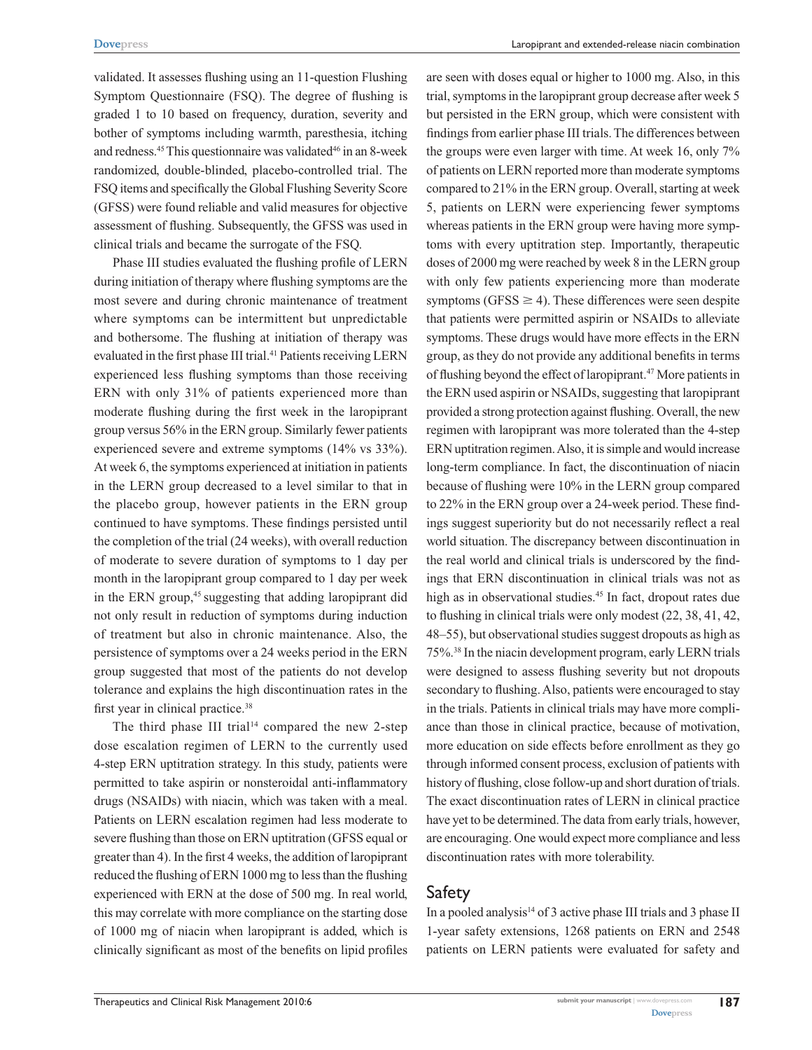validated. It assesses flushing using an 11-question Flushing Symptom Questionnaire (FSQ). The degree of flushing is graded 1 to 10 based on frequency, duration, severity and bother of symptoms including warmth, paresthesia, itching and redness.[45] This questionnaire was validated[46] in an 8-week randomized, double-blinded, placebo-controlled trial. The FSQ items and specifically the Global Flushing Severity Score (GFSS) were found reliable and valid measures for objective assessment of flushing. Subsequently, the GFSS was used in clinical trials and became the surrogate of the FSQ.

Phase III studies evaluated the flushing profile of LERN during initiation of therapy where flushing symptoms are the most severe and during chronic maintenance of treatment where symptoms can be intermittent but unpredictable and bothersome. The flushing at initiation of therapy was evaluated in the first phase III trial.[41] Patients receiving LERN experienced less flushing symptoms than those receiving ERN with only 31% of patients experienced more than moderate flushing during the first week in the laropiprant group versus 56% in the ERN group. Similarly fewer patients experienced severe and extreme symptoms (14% vs 33%). At week 6, the symptoms experienced at initiation in patients in the LERN group decreased to a level similar to that in the placebo group, however patients in the ERN group continued to have symptoms. These findings persisted until the completion of the trial (24 weeks), with overall reduction of moderate to severe duration of symptoms to 1 day per month in the laropiprant group compared to 1 day per week in the ERN group,[45] suggesting that adding laropiprant did not only result in reduction of symptoms during induction of treatment but also in chronic maintenance. Also, the persistence of symptoms over a 24 weeks period in the ERN group suggested that most of the patients do not develop tolerance and explains the high discontinuation rates in the first year in clinical practice.[38]

The third phase III trial[14] compared the new 2-step dose escalation regimen of LERN to the currently used 4-step ERN uptitration strategy. In this study, patients were permitted to take aspirin or nonsteroidal anti-inflammatory drugs (NSAIDs) with niacin, which was taken with a meal. Patients on LERN escalation regimen had less moderate to severe flushing than those on ERN uptitration (GFSS equal or greater than 4). In the first 4 weeks, the addition of laropiprant reduced the flushing of ERN 1000 mg to less than the flushing experienced with ERN at the dose of 500 mg. In real world, this may correlate with more compliance on the starting dose of 1000 mg of niacin when laropiprant is added, which is clinically significant as most of the benefits on lipid profiles are seen with doses equal or higher to 1000 mg. Also, in this trial, symptoms in the laropiprant group decrease after week 5 but persisted in the ERN group, which were consistent with findings from earlier phase III trials. The differences between the groups were even larger with time. At week 16, only 7% of patients on LERN reported more than moderate symptoms compared to 21% in the ERN group. Overall, starting at week 5, patients on LERN were experiencing fewer symptoms whereas patients in the ERN group were having more symptoms with every uptitration step. Importantly, therapeutic doses of 2000 mg were reached by week 8 in the LERN group with only few patients experiencing more than moderate symptoms (GFSS $\geq 4$). These differences were seen despite that patients were permitted aspirin or NSAIDs to alleviate symptoms. These drugs would have more effects in the ERN group, as they do not provide any additional benefits in terms of flushing beyond the effect of laropiprant.[47] More patients in the ERN used aspirin or NSAIDs, suggesting that laropiprant provided a strong protection against flushing. Overall, the new regimen with laropiprant was more tolerated than the 4-step ERN uptitration regimen. Also, it is simple and would increase long-term compliance. In fact, the discontinuation of niacin because of flushing were 10% in the LERN group compared to 22% in the ERN group over a 24-week period. These findings suggest superiority but do not necessarily reflect a real world situation. The discrepancy between discontinuation in the real world and clinical trials is underscored by the findings that ERN discontinuation in clinical trials was not as high as in observational studies.[45] In fact, dropout rates due to flushing in clinical trials were only modest (22, 38, 41, 42, 48–55), but observational studies suggest dropouts as high as 75%.[38] In the niacin development program, early LERN trials were designed to assess flushing severity but not dropouts secondary to flushing. Also, patients were encouraged to stay in the trials. Patients in clinical trials may have more compliance than those in clinical practice, because of motivation, more education on side effects before enrollment as they go through informed consent process, exclusion of patients with history of flushing, close follow-up and short duration of trials. The exact discontinuation rates of LERN in clinical practice have yet to be determined. The data from early trials, however, are encouraging. One would expect more compliance and less discontinuation rates with more tolerability.

## Safety

In a pooled analysis[14] of 3 active phase III trials and 3 phase II 1-year safety extensions, 1268 patients on ERN and 2548 patients on LERN patients were evaluated for safety and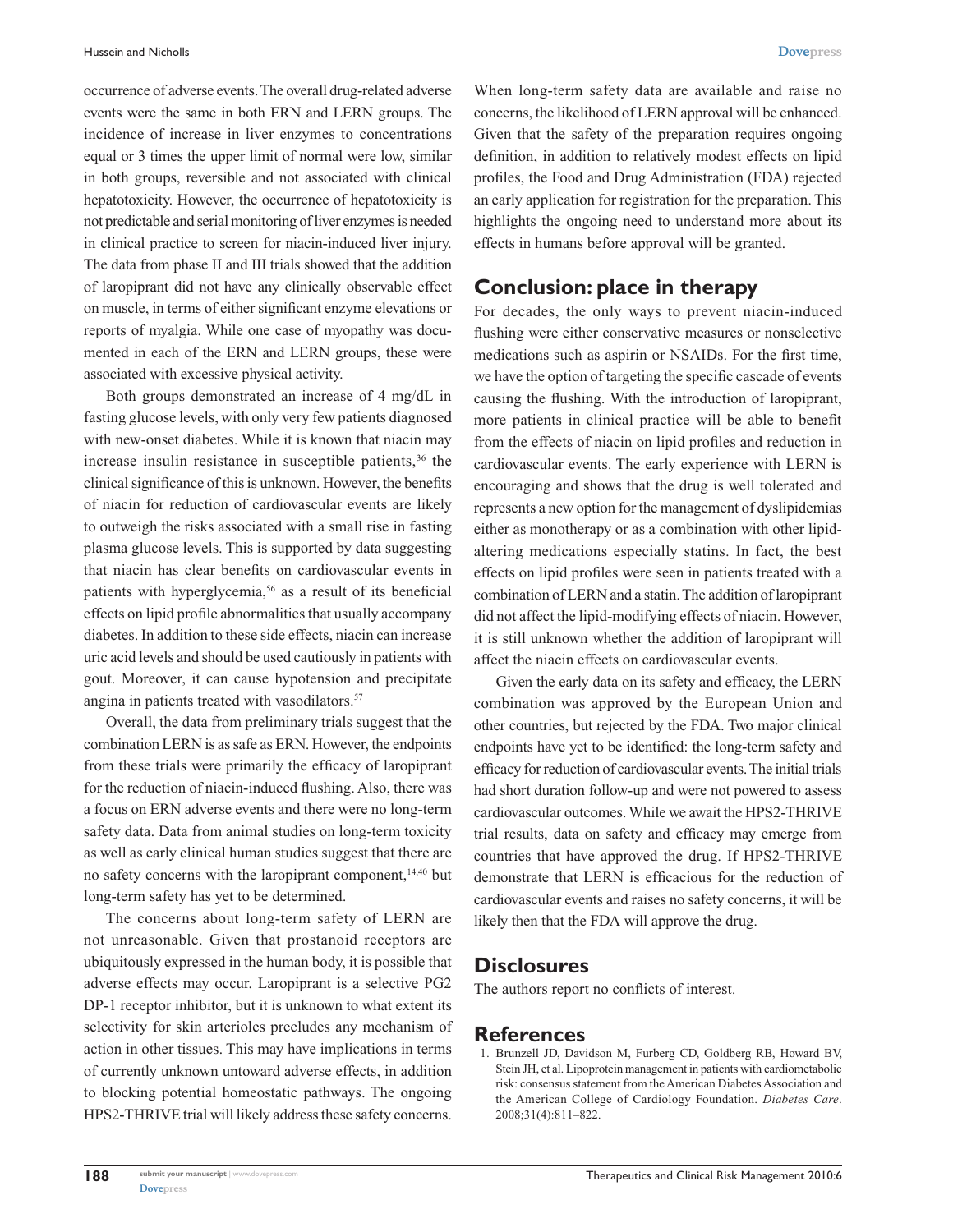occurrence of adverse events. The overall drug-related adverse events were the same in both ERN and LERN groups. The incidence of increase in liver enzymes to concentrations equal or 3 times the upper limit of normal were low, similar in both groups, reversible and not associated with clinical hepatotoxicity. However, the occurrence of hepatotoxicity is not predictable and serial monitoring of liver enzymes is needed in clinical practice to screen for niacin-induced liver injury. The data from phase II and III trials showed that the addition of laropiprant did not have any clinically observable effect on muscle, in terms of either significant enzyme elevations or reports of myalgia. While one case of myopathy was documented in each of the ERN and LERN groups, these were associated with excessive physical activity.

Both groups demonstrated an increase of 4 mg/dL in fasting glucose levels, with only very few patients diagnosed with new-onset diabetes. While it is known that niacin may increase insulin resistance in susceptible patients,[36] the clinical significance of this is unknown. However, the benefits of niacin for reduction of cardiovascular events are likely to outweigh the risks associated with a small rise in fasting plasma glucose levels. This is supported by data suggesting that niacin has clear benefits on cardiovascular events in patients with hyperglycemia,[56] as a result of its beneficial effects on lipid profile abnormalities that usually accompany diabetes. In addition to these side effects, niacin can increase uric acid levels and should be used cautiously in patients with gout. Moreover, it can cause hypotension and precipitate angina in patients treated with vasodilators.[57]

Overall, the data from preliminary trials suggest that the combination LERN is as safe as ERN. However, the endpoints from these trials were primarily the efficacy of laropiprant for the reduction of niacin-induced flushing. Also, there was a focus on ERN adverse events and there were no long-term safety data. Data from animal studies on long-term toxicity as well as early clinical human studies suggest that there are no safety concerns with the laropiprant component,[14,40] but long-term safety has yet to be determined.

The concerns about long-term safety of LERN are not unreasonable. Given that prostanoid receptors are ubiquitously expressed in the human body, it is possible that adverse effects may occur. Laropiprant is a selective PG2 DP-1 receptor inhibitor, but it is unknown to what extent its selectivity for skin arterioles precludes any mechanism of action in other tissues. This may have implications in terms of currently unknown untoward adverse effects, in addition to blocking potential homeostatic pathways. The ongoing HPS2-THRIVE trial will likely address these safety concerns. When long-term safety data are available and raise no concerns, the likelihood of LERN approval will be enhanced. Given that the safety of the preparation requires ongoing definition, in addition to relatively modest effects on lipid profiles, the Food and Drug Administration (FDA) rejected an early application for registration for the preparation. This highlights the ongoing need to understand more about its effects in humans before approval will be granted.

## Conclusion: place in therapy

For decades, the only ways to prevent niacin-induced flushing were either conservative measures or nonselective medications such as aspirin or NSAIDs. For the first time, we have the option of targeting the specific cascade of events causing the flushing. With the introduction of laropiprant, more patients in clinical practice will be able to benefit from the effects of niacin on lipid profiles and reduction in cardiovascular events. The early experience with LERN is encouraging and shows that the drug is well tolerated and represents a new option for the management of dyslipidemias either as monotherapy or as a combination with other lipid-altering medications especially statins. In fact, the best effects on lipid profiles were seen in patients treated with a combination of LERN and a statin. The addition of laropiprant did not affect the lipid-modifying effects of niacin. However, it is still unknown whether the addition of laropiprant will affect the niacin effects on cardiovascular events.

Given the early data on its safety and efficacy, the LERN combination was approved by the European Union and other countries, but rejected by the FDA. Two major clinical endpoints have yet to be identified: the long-term safety and efficacy for reduction of cardiovascular events. The initial trials had short duration follow-up and were not powered to assess cardiovascular outcomes. While we await the HPS2-THRIVE trial results, data on safety and efficacy may emerge from countries that have approved the drug. If HPS2-THRIVE demonstrate that LERN is efficacious for the reduction of cardiovascular events and raises no safety concerns, it will be likely then that the FDA will approve the drug.

## Disclosures

The authors report no conflicts of interest.

## References

1. Brunzell JD, Davidson M, Furberg CD, Goldberg RB, Howard BV, Stein JH, et al. Lipoprotein management in patients with cardiometabolic risk: consensus statement from the American Diabetes Association and the American College of Cardiology Foundation. *Diabetes Care*. 2008;31(4):811–822.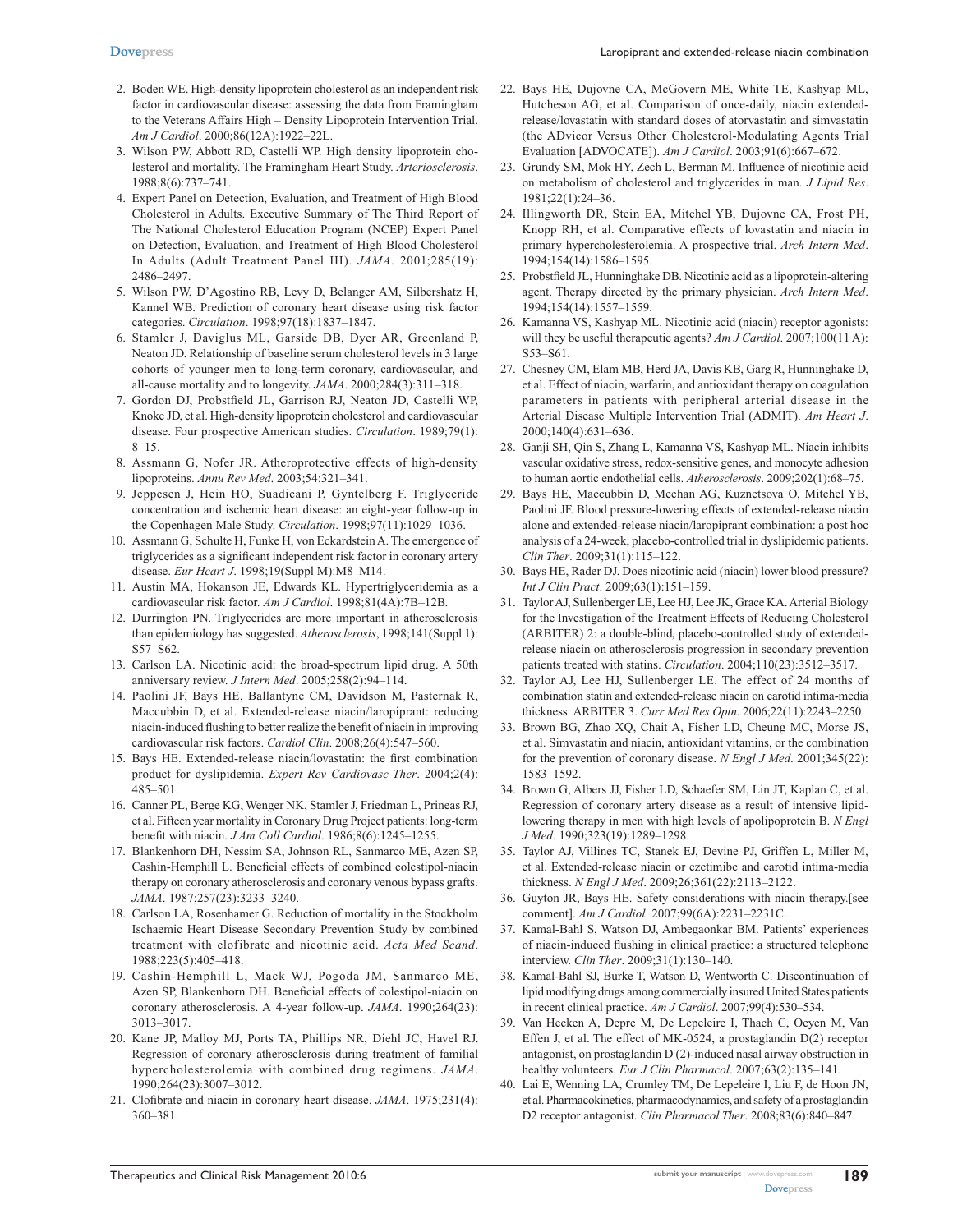2. Boden WE. High-density lipoprotein cholesterol as an independent risk factor in cardiovascular disease: assessing the data from Framingham to the Veterans Affairs High – Density Lipoprotein Intervention Trial. *Am J Cardiol*. 2000;86(12A):1922–22L.
3. Wilson PW, Abbott RD, Castelli WP. High density lipoprotein cholesterol and mortality. The Framingham Heart Study. *Arteriosclerosis*. 1988;8(6):737–741.
4. Expert Panel on Detection, Evaluation, and Treatment of High Blood Cholesterol in Adults. Executive Summary of The Third Report of The National Cholesterol Education Program (NCEP) Expert Panel on Detection, Evaluation, and Treatment of High Blood Cholesterol In Adults (Adult Treatment Panel III). *JAMA*. 2001;285(19): 2486–2497.
5. Wilson PW, D'Agostino RB, Levy D, Belanger AM, Silbershatz H, Kannel WB. Prediction of coronary heart disease using risk factor categories. *Circulation*. 1998;97(18):1837–1847.
6. Stamler J, Daviglus ML, Garside DB, Dyer AR, Greenland P, Neaton JD. Relationship of baseline serum cholesterol levels in 3 large cohorts of younger men to long-term coronary, cardiovascular, and all-cause mortality and to longevity. *JAMA*. 2000;284(3):311–318.
7. Gordon DJ, Probstfield JL, Garrison RJ, Neaton JD, Castelli WP, Knoke JD, et al. High-density lipoprotein cholesterol and cardiovascular disease. Four prospective American studies. *Circulation*. 1989;79(1): 8–15.
8. Assmann G, Nofer JR. Atheroprotective effects of high-density lipoproteins. *Annu Rev Med*. 2003;54:321–341.
9. Jeppesen J, Hein HO, Suadicani P, Gyntelberg F. Triglyceride concentration and ischemic heart disease: an eight-year follow-up in the Copenhagen Male Study. *Circulation*. 1998;97(11):1029–1036.
10. Assmann G, Schulte H, Funke H, von Eckardstein A. The emergence of triglycerides as a significant independent risk factor in coronary artery disease. *Eur Heart J*. 1998;19(Suppl M):M8–M14.
11. Austin MA, Hokanson JE, Edwards KL. Hypertriglyceridemia as a cardiovascular risk factor. *Am J Cardiol*. 1998;81(4A):7B–12B.
12. Durrington PN. Triglycerides are more important in atherosclerosis than epidemiology has suggested. *Atherosclerosis*, 1998;141(Suppl 1): S57–S62.
13. Carlson LA. Nicotinic acid: the broad-spectrum lipid drug. A 50th anniversary review. *J Intern Med*. 2005;258(2):94–114.
14. Paolini JF, Bays HE, Ballantyne CM, Davidson M, Pasternak R, Maccubbin D, et al. Extended-release niacin/laropiprant: reducing niacin-induced flushing to better realize the benefit of niacin in improving cardiovascular risk factors. *Cardiol Clin*. 2008;26(4):547–560.
15. Bays HE. Extended-release niacin/lovastatin: the first combination product for dyslipidemia. *Expert Rev Cardiovasc Ther*. 2004;2(4): 485–501.
16. Canner PL, Berge KG, Wenger NK, Stamler J, Friedman L, Prineas RJ, et al. Fifteen year mortality in Coronary Drug Project patients: long-term benefit with niacin. *J Am Coll Cardiol*. 1986;8(6):1245–1255.
17. Blankenhorn DH, Nessim SA, Johnson RL, Sanmarco ME, Azen SP, Cashin-Hemphill L. Beneficial effects of combined colestipol-niacin therapy on coronary atherosclerosis and coronary venous bypass grafts. *JAMA*. 1987;257(23):3233–3240.
18. Carlson LA, Rosenhamer G. Reduction of mortality in the Stockholm Ischaemic Heart Disease Secondary Prevention Study by combined treatment with clofibrate and nicotinic acid. *Acta Med Scand*. 1988;223(5):405–418.
19. Cashin-Hemphill L, Mack WJ, Pogoda JM, Sanmarco ME, Azen SP, Blankenhorn DH. Beneficial effects of colestipol-niacin on coronary atherosclerosis. A 4-year follow-up. *JAMA*. 1990;264(23): 3013–3017.
20. Kane JP, Malloy MJ, Ports TA, Phillips NR, Diehl JC, Havel RJ. Regression of coronary atherosclerosis during treatment of familial hypercholesterolemia with combined drug regimens. *JAMA*. 1990;264(23):3007–3012.
21. Clofibrate and niacin in coronary heart disease. *JAMA*. 1975;231(4): 360–381.
22. Bays HE, Dujovne CA, McGovern ME, White TE, Kashyap ML, Hutcheson AG, et al. Comparison of once-daily, niacin extended-release/lovastatin with standard doses of atorvastatin and simvastatin (the ADvicor Versus Other Cholesterol-Modulating Agents Trial Evaluation [ADVOCATE]). *Am J Cardiol*. 2003;91(6):667–672.
23. Grundy SM, Mok HY, Zech L, Berman M. Influence of nicotinic acid on metabolism of cholesterol and triglycerides in man. *J Lipid Res*. 1981;22(1):24–36.
24. Illingworth DR, Stein EA, Mitchel YB, Dujovne CA, Frost PH, Knopp RH, et al. Comparative effects of lovastatin and niacin in primary hypercholesterolemia. A prospective trial. *Arch Intern Med*. 1994;154(14):1586–1595.
25. Probstfield JL, Hunninghake DB. Nicotinic acid as a lipoprotein-altering agent. Therapy directed by the primary physician. *Arch Intern Med*. 1994;154(14):1557–1559.
26. Kamanna VS, Kashyap ML. Nicotinic acid (niacin) receptor agonists: will they be useful therapeutic agents? *Am J Cardiol*. 2007;100(11 A): S53–S61.
27. Chesney CM, Elam MB, Herd JA, Davis KB, Garg R, Hunninghake D, et al. Effect of niacin, warfarin, and antioxidant therapy on coagulation parameters in patients with peripheral arterial disease in the Arterial Disease Multiple Intervention Trial (ADMIT). *Am Heart J*. 2000;140(4):631–636.
28. Ganji SH, Qin S, Zhang L, Kamanna VS, Kashyap ML. Niacin inhibits vascular oxidative stress, redox-sensitive genes, and monocyte adhesion to human aortic endothelial cells. *Atherosclerosis*. 2009;202(1):68–75.
29. Bays HE, Maccubbin D, Meehan AG, Kuznetsova O, Mitchel YB, Paolini JF. Blood pressure-lowering effects of extended-release niacin alone and extended-release niacin/laropiprant combination: a post hoc analysis of a 24-week, placebo-controlled trial in dyslipidemic patients. *Clin Ther*. 2009;31(1):115–122.
30. Bays HE, Rader DJ. Does nicotinic acid (niacin) lower blood pressure? *Int J Clin Pract*. 2009;63(1):151–159.
31. Taylor AJ, Sullenberger LE, Lee HJ, Lee JK, Grace KA. Arterial Biology for the Investigation of the Treatment Effects of Reducing Cholesterol (ARBITER) 2: a double-blind, placebo-controlled study of extended-release niacin on atherosclerosis progression in secondary prevention patients treated with statins. *Circulation*. 2004;110(23):3512–3517.
32. Taylor AJ, Lee HJ, Sullenberger LE. The effect of 24 months of combination statin and extended-release niacin on carotid intima-media thickness: ARBITER 3. *Curr Med Res Opin*. 2006;22(11):2243–2250.
33. Brown BG, Zhao XQ, Chait A, Fisher LD, Cheung MC, Morse JS, et al. Simvastatin and niacin, antioxidant vitamins, or the combination for the prevention of coronary disease. *N Engl J Med*. 2001;345(22): 1583–1592.
34. Brown G, Albers JJ, Fisher LD, Schaefer SM, Lin JT, Kaplan C, et al. Regression of coronary artery disease as a result of intensive lipid-lowering therapy in men with high levels of apolipoprotein B. *N Engl J Med*. 1990;323(19):1289–1298.
35. Taylor AJ, Villines TC, Stanek EJ, Devine PJ, Griffen L, Miller M, et al. Extended-release niacin or ezetimibe and carotid intima-media thickness. *N Engl J Med*. 2009;26;361(22):2113–2122.
36. Guyton JR, Bays HE. Safety considerations with niacin therapy.[see comment]. *Am J Cardiol*. 2007;99(6A):2231–2231C.
37. Kamal-Bahl S, Watson DJ, Ambegaonkar BM. Patients' experiences of niacin-induced flushing in clinical practice: a structured telephone interview. *Clin Ther*. 2009;31(1):130–140.
38. Kamal-Bahl SJ, Burke T, Watson D, Wentworth C. Discontinuation of lipid modifying drugs among commercially insured United States patients in recent clinical practice. *Am J Cardiol*. 2007;99(4):530–534.
39. Van Hecken A, Depre M, De Lepeleire I, Thach C, Oeyen M, Van Effen J, et al. The effect of MK-0524, a prostaglandin D(2) receptor antagonist, on prostaglandin D (2)-induced nasal airway obstruction in healthy volunteers. *Eur J Clin Pharmacol*. 2007;63(2):135–141.
40. Lai E, Wenning LA, Crumley TM, De Lepeleire I, Liu F, de Hoon JN, et al. Pharmacokinetics, pharmacodynamics, and safety of a prostaglandin D2 receptor antagonist. *Clin Pharmacol Ther*. 2008;83(6):840–847.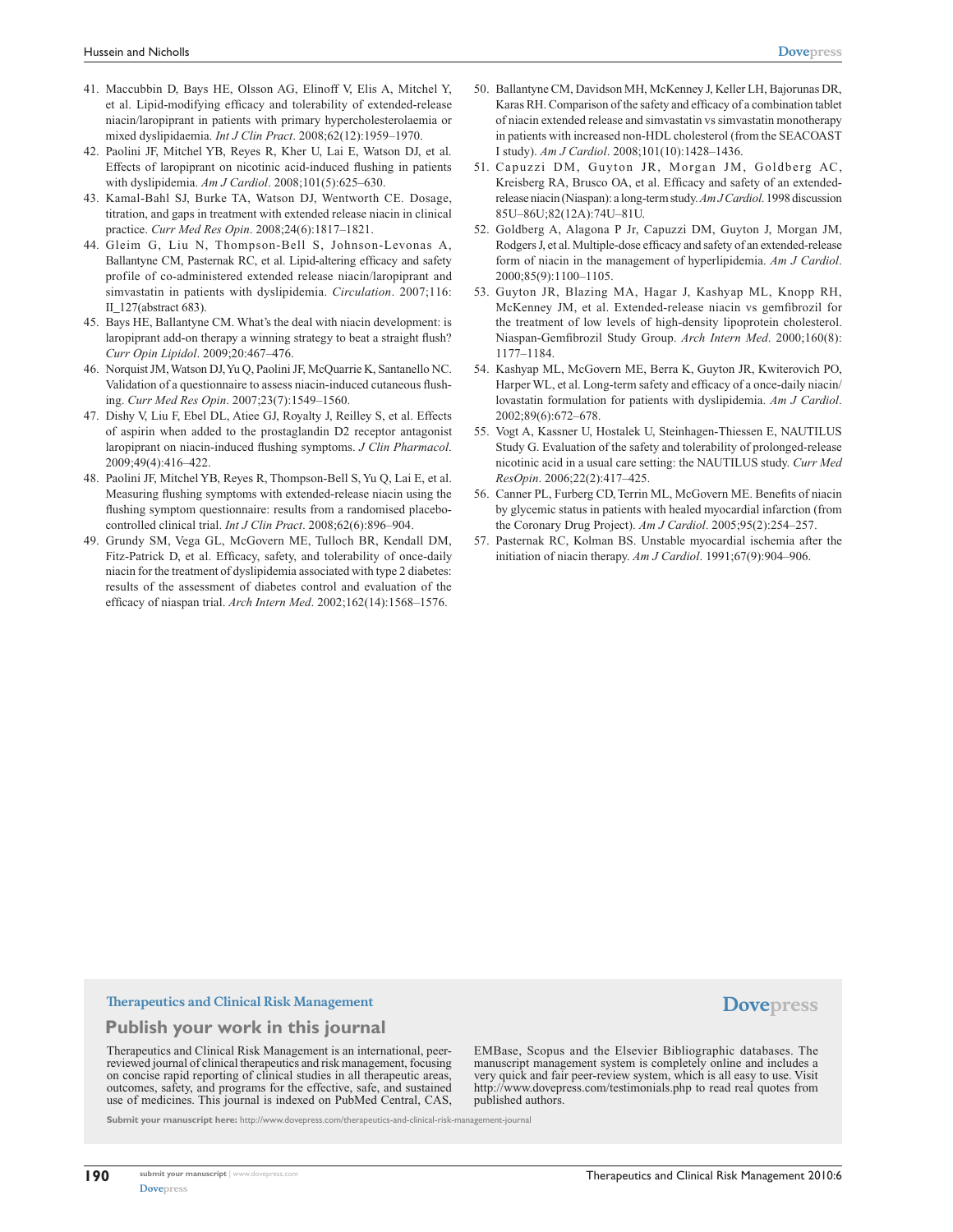41. Maccubbin D, Bays HE, Olsson AG, Elinoff V, Elis A, Mitchel Y, et al. Lipid-modifying efficacy and tolerability of extended-release niacin/laropiprant in patients with primary hypercholesterolaemia or mixed dyslipidaemia. *Int J Clin Pract*. 2008;62(12):1959–1970.
42. Paolini JF, Mitchel YB, Reyes R, Kher U, Lai E, Watson DJ, et al. Effects of laropiprant on nicotinic acid-induced flushing in patients with dyslipidemia. *Am J Cardiol*. 2008;101(5):625–630.
43. Kamal-Bahl SJ, Burke TA, Watson DJ, Wentworth CE. Dosage, titration, and gaps in treatment with extended release niacin in clinical practice. *Curr Med Res Opin*. 2008;24(6):1817–1821.
44. Gleim G, Liu N, Thompson-Bell S, Johnson-Levonas A, Ballantyne CM, Pasternak RC, et al. Lipid-altering efficacy and safety profile of co-administered extended release niacin/laropiprant and simvastatin in patients with dyslipidemia. *Circulation*. 2007;116: II_127(abstract 683).
45. Bays HE, Ballantyne CM. What's the deal with niacin development: is laropiprant add-on therapy a winning strategy to beat a straight flush? *Curr Opin Lipidol*. 2009;20:467–476.
46. Norquist JM, Watson DJ, Yu Q, Paolini JF, McQuarrie K, Santanello NC. Validation of a questionnaire to assess niacin-induced cutaneous flushing. *Curr Med Res Opin*. 2007;23(7):1549–1560.
47. Dishy V, Liu F, Ebel DL, Atiee GJ, Royalty J, Reilley S, et al. Effects of aspirin when added to the prostaglandin D2 receptor antagonist laropiprant on niacin-induced flushing symptoms. *J Clin Pharmacol*. 2009;49(4):416–422.
48. Paolini JF, Mitchel YB, Reyes R, Thompson-Bell S, Yu Q, Lai E, et al. Measuring flushing symptoms with extended-release niacin using the flushing symptom questionnaire: results from a randomised placebo-controlled clinical trial. *Int J Clin Pract*. 2008;62(6):896–904.
49. Grundy SM, Vega GL, McGovern ME, Tulloch BR, Kendall DM, Fitz-Patrick D, et al. Efficacy, safety, and tolerability of once-daily niacin for the treatment of dyslipidemia associated with type 2 diabetes: results of the assessment of diabetes control and evaluation of the efficacy of niaspan trial. *Arch Intern Med*. 2002;162(14):1568–1576.
50. Ballantyne CM, Davidson MH, McKenney J, Keller LH, Bajorunas DR, Karas RH. Comparison of the safety and efficacy of a combination tablet of niacin extended release and simvastatin vs simvastatin monotherapy in patients with increased non-HDL cholesterol (from the SEACOAST I study). *Am J Cardiol*. 2008;101(10):1428–1436.
51. Capuzzi DM, Guyton JR, Morgan JM, Goldberg AC, Kreisberg RA, Brusco OA, et al. Efficacy and safety of an extended-release niacin (Niaspan): a long-term study. *Am J Cardiol*. 1998 discussion 85U–86U;82(12A):74U–81U.
52. Goldberg A, Alagona P Jr, Capuzzi DM, Guyton J, Morgan JM, Rodgers J, et al. Multiple-dose efficacy and safety of an extended-release form of niacin in the management of hyperlipidemia. *Am J Cardiol*. 2000;85(9):1100–1105.
53. Guyton JR, Blazing MA, Hagar J, Kashyap ML, Knopp RH, McKenney JM, et al. Extended-release niacin vs gemfibrozil for the treatment of low levels of high-density lipoprotein cholesterol. Niaspan-Gemfibrozil Study Group. *Arch Intern Med*. 2000;160(8): 1177–1184.
54. Kashyap ML, McGovern ME, Berra K, Guyton JR, Kwiterovich PO, Harper WL, et al. Long-term safety and efficacy of a once-daily niacin/lovastatin formulation for patients with dyslipidemia. *Am J Cardiol*. 2002;89(6):672–678.
55. Vogt A, Kassner U, Hostalek U, Steinhagen-Thiessen E, NAUTILUS Study G. Evaluation of the safety and tolerability of prolonged-release nicotinic acid in a usual care setting: the NAUTILUS study. *Curr Med ResOpin*. 2006;22(2):417–425.
56. Canner PL, Furberg CD, Terrin ML, McGovern ME. Benefits of niacin by glycemic status in patients with healed myocardial infarction (from the Coronary Drug Project). *Am J Cardiol*. 2005;95(2):254–257.
57. Pasternak RC, Kolman BS. Unstable myocardial ischemia after the initiation of niacin therapy. *Am J Cardiol*. 1991;67(9):904–906.

**Therapeutics and Clinical Risk Management**

**Dovepress**

## Publish your work in this journal

Therapeutics and Clinical Risk Management is an international, peer-reviewed journal of clinical therapeutics and risk management, focusing on concise rapid reporting of clinical studies in all therapeutic areas, outcomes, safety, and programs for the effective, safe, and sustained use of medicines. This journal is indexed on PubMed Central, CAS, EMBase, Scopus and the Elsevier Bibliographic databases. The manuscript management system is completely online and includes a very quick and fair peer-review system, which is all easy to use. Visit http://www.dovepress.com/testimonials.php to read real quotes from published authors.

**Submit your manuscript here:** http://www.dovepress.com/therapeutics-and-clinical-risk-management-journal